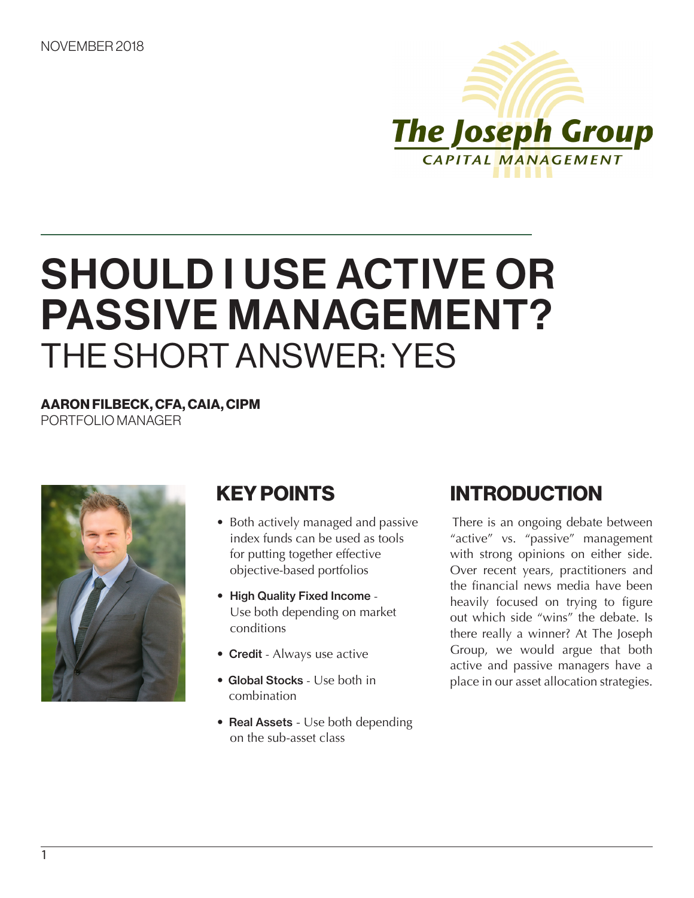NOVEMBER 2018

The Joseph Group
CAPITAL MANAGEMENT

# SHOULD I USE ACTIVE OR PASSIVE MANAGEMENT?

## THE SHORT ANSWER: YES

**AARON FILBECK, CFA, CAIA, CIPM**
PORTFOLIO MANAGER

## KEY POINTS

- Both actively managed and passive index funds can be used as tools for putting together effective objective-based portfolios
- **High Quality Fixed Income** - Use both depending on market conditions
- **Credit** - Always use active
- **Global Stocks** - Use both in combination
- **Real Assets** - Use both depending on the sub-asset class

## INTRODUCTION

There is an ongoing debate between "active" vs. "passive" management with strong opinions on either side. Over recent years, practitioners and the financial news media have been heavily focused on trying to figure out which side "wins" the debate. Is there really a winner? At The Joseph Group, we would argue that both active and passive managers have a place in our asset allocation strategies.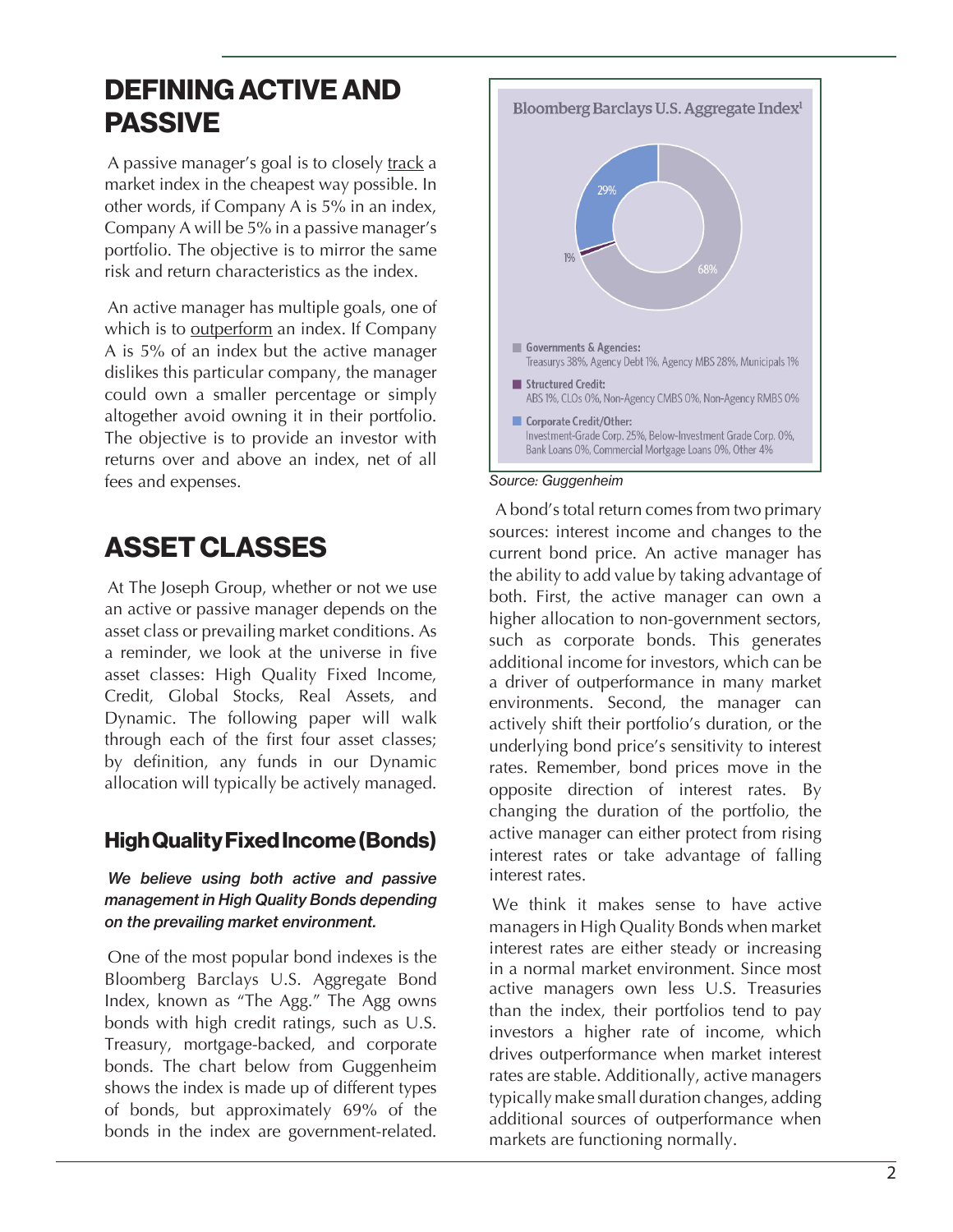# DEFINING ACTIVE AND PASSIVE

A passive manager's goal is to closely track a market index in the cheapest way possible. In other words, if Company A is 5% in an index, Company A will be 5% in a passive manager's portfolio. The objective is to mirror the same risk and return characteristics as the index.

An active manager has multiple goals, one of which is to outperform an index. If Company A is 5% of an index but the active manager dislikes this particular company, the manager could own a smaller percentage or simply altogether avoid owning it in their portfolio. The objective is to provide an investor with returns over and above an index, net of all fees and expenses.

# ASSET CLASSES

At The Joseph Group, whether or not we use an active or passive manager depends on the asset class or prevailing market conditions. As a reminder, we look at the universe in five asset classes: High Quality Fixed Income, Credit, Global Stocks, Real Assets, and Dynamic. The following paper will walk through each of the first four asset classes; by definition, any funds in our Dynamic allocation will typically be actively managed.

## High Quality Fixed Income (Bonds)

***We believe using both active and passive management in High Quality Bonds depending on the prevailing market environment.***

One of the most popular bond indexes is the Bloomberg Barclays U.S. Aggregate Bond Index, known as "The Agg." The Agg owns bonds with high credit ratings, such as U.S. Treasury, mortgage-backed, and corporate bonds. The chart below from Guggenheim shows the index is made up of different types of bonds, but approximately 69% of the bonds in the index are government-related.

**Bloomberg Barclays U.S. Aggregate Index[1]**

- 68%
- 1%
- 29%

- **Governments & Agencies:** Treasurys 38%, Agency Debt 1%, Agency MBS 28%, Municipals 1%
- **Structured Credit:** ABS 1%, CLOs 0%, Non-Agency CMBS 0%, Non-Agency RMBS 0%
- **Corporate Credit/Other:** Investment-Grade Corp. 25%, Below-Investment Grade Corp. 0%, Bank Loans 0%, Commercial Mortgage Loans 0%, Other 4%

*Source: Guggenheim*

A bond's total return comes from two primary sources: interest income and changes to the current bond price. An active manager has the ability to add value by taking advantage of both. First, the active manager can own a higher allocation to non-government sectors, such as corporate bonds. This generates additional income for investors, which can be a driver of outperformance in many market environments. Second, the manager can actively shift their portfolio's duration, or the underlying bond price's sensitivity to interest rates. Remember, bond prices move in the opposite direction of interest rates. By changing the duration of the portfolio, the active manager can either protect from rising interest rates or take advantage of falling interest rates.

We think it makes sense to have active managers in High Quality Bonds when market interest rates are either steady or increasing in a normal market environment. Since most active managers own less U.S. Treasuries than the index, their portfolios tend to pay investors a higher rate of income, which drives outperformance when market interest rates are stable. Additionally, active managers typically make small duration changes, adding additional sources of outperformance when markets are functioning normally.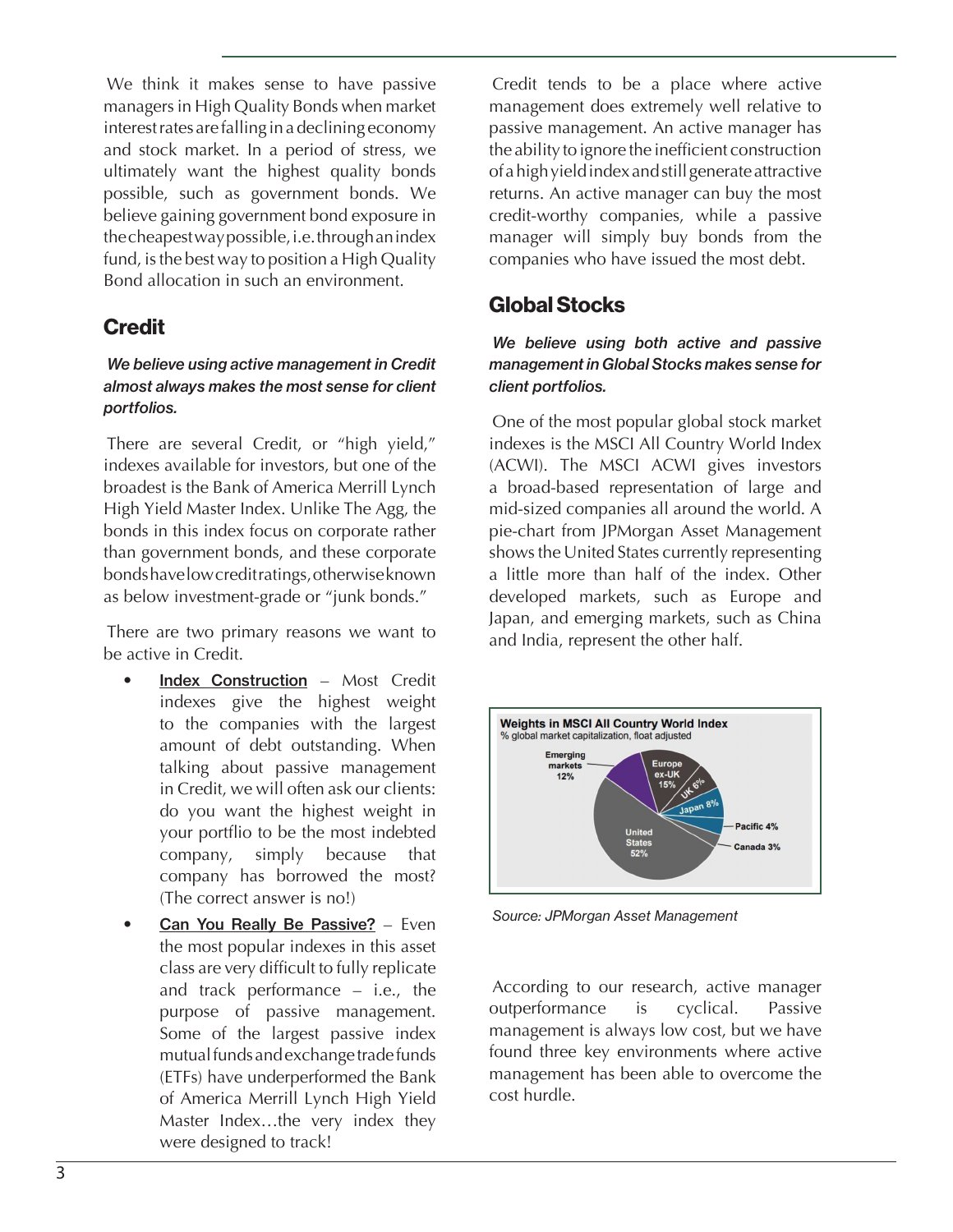We think it makes sense to have passive managers in High Quality Bonds when market interest rates are falling in a declining economy and stock market. In a period of stress, we ultimately want the highest quality bonds possible, such as government bonds. We believe gaining government bond exposure in the cheapest way possible, i.e. through an index fund, is the best way to position a High Quality Bond allocation in such an environment.

## Credit

***We believe using active management in Credit almost always makes the most sense for client portfolios.***

There are several Credit, or "high yield," indexes available for investors, but one of the broadest is the Bank of America Merrill Lynch High Yield Master Index. Unlike The Agg, the bonds in this index focus on corporate rather than government bonds, and these corporate bonds have low credit ratings, otherwise known as below investment-grade or "junk bonds."

There are two primary reasons we want to be active in Credit.

- **Index Construction** – Most Credit indexes give the highest weight to the companies with the largest amount of debt outstanding. When talking about passive management in Credit, we will often ask our clients: do you want the highest weight in your portflio to be the most indebted company, simply because that company has borrowed the most? (The correct answer is no!)
- **Can You Really Be Passive?** – Even the most popular indexes in this asset class are very difficult to fully replicate and track performance – i.e., the purpose of passive management. Some of the largest passive index mutual funds and exchange trade funds (ETFs) have underperformed the Bank of America Merrill Lynch High Yield Master Index…the very index they were designed to track!

Credit tends to be a place where active management does extremely well relative to passive management. An active manager has the ability to ignore the inefficient construction of a high yield index and still generate attractive returns. An active manager can buy the most credit-worthy companies, while a passive manager will simply buy bonds from the companies who have issued the most debt.

## Global Stocks

***We believe using both active and passive management in Global Stocks makes sense for client portfolios.***

One of the most popular global stock market indexes is the MSCI All Country World Index (ACWI). The MSCI ACWI gives investors a broad-based representation of large and mid-sized companies all around the world. A pie-chart from JPMorgan Asset Management shows the United States currently representing a little more than half of the index. Other developed markets, such as Europe and Japan, and emerging markets, such as China and India, represent the other half.

**Weights in MSCI All Country World Index**
% global market capitalization, float adjusted

| Region | Weight |
|---|---|
| United States | 52% |
| Emerging markets | 12% |
| Europe ex-UK | 15% |
| UK | 6% |
| Japan | 8% |
| Pacific | 4% |
| Canada | 3% |

*Source: JPMorgan Asset Management*

According to our research, active manager outperformance is cyclical. Passive management is always low cost, but we have found three key environments where active management has been able to overcome the cost hurdle.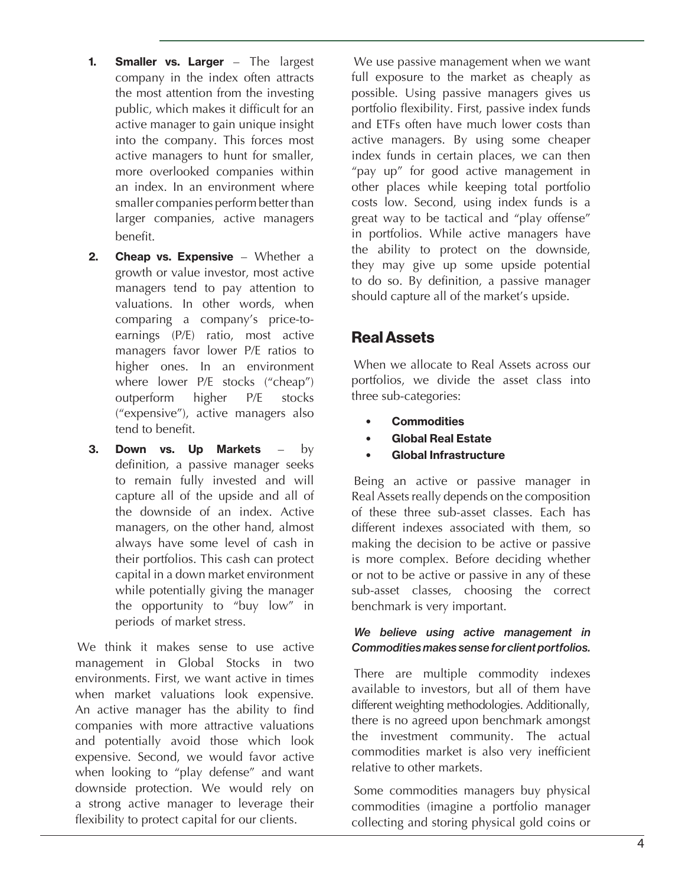1. **Smaller vs. Larger** – The largest company in the index often attracts the most attention from the investing public, which makes it difficult for an active manager to gain unique insight into the company. This forces most active managers to hunt for smaller, more overlooked companies within an index. In an environment where smaller companies perform better than larger companies, active managers benefit.
2. **Cheap vs. Expensive** – Whether a growth or value investor, most active managers tend to pay attention to valuations. In other words, when comparing a company's price-to-earnings (P/E) ratio, most active managers favor lower P/E ratios to higher ones. In an environment where lower P/E stocks ("cheap") outperform higher P/E stocks ("expensive"), active managers also tend to benefit.
3. **Down vs. Up Markets** – by definition, a passive manager seeks to remain fully invested and will capture all of the upside and all of the downside of an index. Active managers, on the other hand, almost always have some level of cash in their portfolios. This cash can protect capital in a down market environment while potentially giving the manager the opportunity to "buy low" in periods of market stress.

We think it makes sense to use active management in Global Stocks in two environments. First, we want active in times when market valuations look expensive. An active manager has the ability to find companies with more attractive valuations and potentially avoid those which look expensive. Second, we would favor active when looking to "play defense" and want downside protection. We would rely on a strong active manager to leverage their flexibility to protect capital for our clients.

We use passive management when we want full exposure to the market as cheaply as possible. Using passive managers gives us portfolio flexibility. First, passive index funds and ETFs often have much lower costs than active managers. By using some cheaper index funds in certain places, we can then "pay up" for good active management in other places while keeping total portfolio costs low. Second, using index funds is a great way to be tactical and "play offense" in portfolios. While active managers have the ability to protect on the downside, they may give up some upside potential to do so. By definition, a passive manager should capture all of the market's upside.

## Real Assets

When we allocate to Real Assets across our portfolios, we divide the asset class into three sub-categories:

- **Commodities**
- **Global Real Estate**
- **Global Infrastructure**

Being an active or passive manager in Real Assets really depends on the composition of these three sub-asset classes. Each has different indexes associated with them, so making the decision to be active or passive is more complex. Before deciding whether or not to be active or passive in any of these sub-asset classes, choosing the correct benchmark is very important.

***We believe using active management in Commodities makes sense for client portfolios.***

There are multiple commodity indexes available to investors, but all of them have different weighting methodologies. Additionally, there is no agreed upon benchmark amongst the investment community. The actual commodities market is also very inefficient relative to other markets.

Some commodities managers buy physical commodities (imagine a portfolio manager collecting and storing physical gold coins or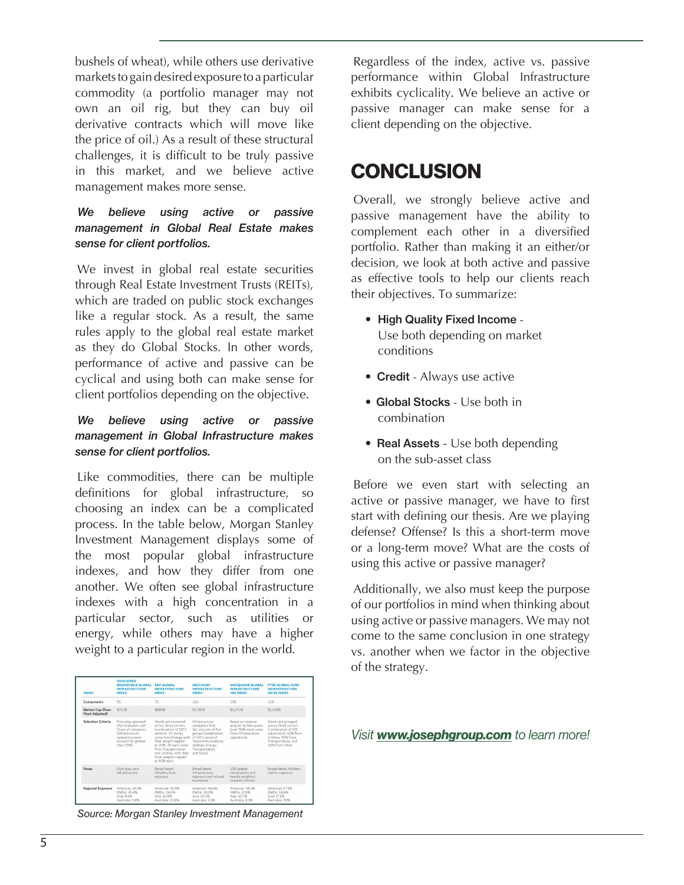bushels of wheat), while others use derivative markets to gain desired exposure to a particular commodity (a portfolio manager may not own an oil rig, but they can buy oil derivative contracts which will move like the price of oil.) As a result of these structural challenges, it is difficult to be truly passive in this market, and we believe active management makes more sense.

***We believe using active or passive management in Global Real Estate makes sense for client portfolios.***

We invest in global real estate securities through Real Estate Investment Trusts (REITs), which are traded on public stock exchanges like a regular stock. As a result, the same rules apply to the global real estate market as they do Global Stocks. In other words, performance of active and passive can be cyclical and using both can make sense for client portfolios depending on the objective.

***We believe using active or passive management in Global Infrastructure makes sense for client portfolios.***

Like commodities, there can be multiple definitions for global infrastructure, so choosing an index can be a complicated process. In the table below, Morgan Stanley Investment Management displays some of the most popular global infrastructure indexes, and how they differ from one another. We often see global infrastructure indexes with a high concentration in a particular sector, such as utilities or energy, while others may have a higher weight to a particular region in the world.

| INDEX | DOW JONES BROOKFIELD GLOBAL INFRASTRUCTURE INDEX | S&P GLOBAL INFRASTRUCTURE INDEX | MSCI ACWI INFRASTRUCTURE INDEX | MACQUARIE GLOBAL INFRASTRUCTURE 100 INDEX | FTSE GLOBAL CORE INFRASTRUCTURE 50/50 INDEX |
|---|---|---|---|---|---|
| Components | 95 | 75 | 260 | 100 | 218 |
| Market Cap (Free-Float Adjusted) | $712B | $880B | $2,747B | $1,273B | $1,502B |
| Selection Criteria | Pure-play approach that evaluates cash flows of companies (Infrastructure operations must account for greater than 70%) | Stocks are clustered across three sectors (combination of GICS sectors): 15 stocks come from Energy with their weight capped at 20%. 30 each come from Transportation and Utilities, with their total weights capped at 40% each. | Infrastructure companies that fall into one of five groups (combination of GICS sectors): Telecommunications, Utilities, Energy, Transportation, and Social. | Based on revenue analysis by Macquarie (over 50% must come from infrastructure operations) | Stocks are grouped across three sectors (combination of ICB subsectors): 50% from Utilities, 30% from Transportation, and 20% from Other. |
| Focus | Pure-play core infrastructure | Broad-based infrastructure exposure | Broad-based infrastructure exposure and related businesses | 100 largest constituents and heavily weighted towards Utilities | Broad-based, Utilities-centric exposure |
| Regional Exposure | Americas: 59.4%<br>EMEA: 26.4%<br>Asia: 8.6%<br>Australia: 5.6% | Americas: 43.9%<br>EMEA: 34.6%<br>Asia: 10.8%<br>Australia: 10.6% | Americas: 46.6%<br>EMEA: 30.0%<br>Asia: 20.2%<br>Australia: 3.1% | Americas: 58.5%<br>EMEA: 27.6%<br>Asia: 10.7%<br>Australia: 3.3% | Americas: 57.1%<br>EMEA: 18.8%<br>Asia: 17.1%<br>Australia: 7.0% |

*Source: Morgan Stanley Investment Management*

Regardless of the index, active vs. passive performance within Global Infrastructure exhibits cyclicality. We believe an active or passive manager can make sense for a client depending on the objective.

## CONCLUSION

Overall, we strongly believe active and passive management have the ability to complement each other in a diversified portfolio. Rather than making it an either/or decision, we look at both active and passive as effective tools to help our clients reach their objectives. To summarize:

- **High Quality Fixed Income** - Use both depending on market conditions
- **Credit** - Always use active
- **Global Stocks** - Use both in combination
- **Real Assets** - Use both depending on the sub-asset class

Before we even start with selecting an active or passive manager, we have to first start with defining our thesis. Are we playing defense? Offense? Is this a short-term move or a long-term move? What are the costs of using this active or passive manager?

Additionally, we also must keep the purpose of our portfolios in mind when thinking about using active or passive managers. We may not come to the same conclusion in one strategy vs. another when we factor in the objective of the strategy.

*Visit **www.josephgroup.com** to learn more!*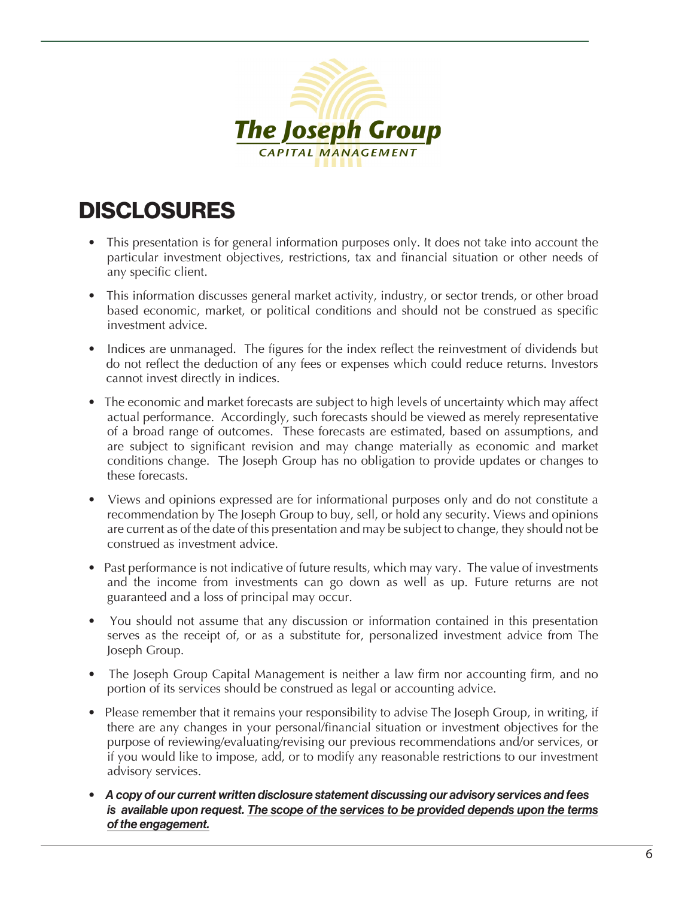The Joseph Group
CAPITAL MANAGEMENT

# DISCLOSURES

- This presentation is for general information purposes only. It does not take into account the particular investment objectives, restrictions, tax and financial situation or other needs of any specific client.
- This information discusses general market activity, industry, or sector trends, or other broad based economic, market, or political conditions and should not be construed as specific investment advice.
- Indices are unmanaged. The figures for the index reflect the reinvestment of dividends but do not reflect the deduction of any fees or expenses which could reduce returns. Investors cannot invest directly in indices.
- The economic and market forecasts are subject to high levels of uncertainty which may affect actual performance. Accordingly, such forecasts should be viewed as merely representative of a broad range of outcomes. These forecasts are estimated, based on assumptions, and are subject to significant revision and may change materially as economic and market conditions change. The Joseph Group has no obligation to provide updates or changes to these forecasts.
- Views and opinions expressed are for informational purposes only and do not constitute a recommendation by The Joseph Group to buy, sell, or hold any security. Views and opinions are current as of the date of this presentation and may be subject to change, they should not be construed as investment advice.
- Past performance is not indicative of future results, which may vary. The value of investments and the income from investments can go down as well as up. Future returns are not guaranteed and a loss of principal may occur.
- You should not assume that any discussion or information contained in this presentation serves as the receipt of, or as a substitute for, personalized investment advice from The Joseph Group.
- The Joseph Group Capital Management is neither a law firm nor accounting firm, and no portion of its services should be construed as legal or accounting advice.
- Please remember that it remains your responsibility to advise The Joseph Group, in writing, if there are any changes in your personal/financial situation or investment objectives for the purpose of reviewing/evaluating/revising our previous recommendations and/or services, or if you would like to impose, add, or to modify any reasonable restrictions to our investment advisory services.
- ***A copy of our current written disclosure statement discussing our advisory services and fees is available upon request. <u>The scope of the services to be provided depends upon the terms of the engagement.</u>***